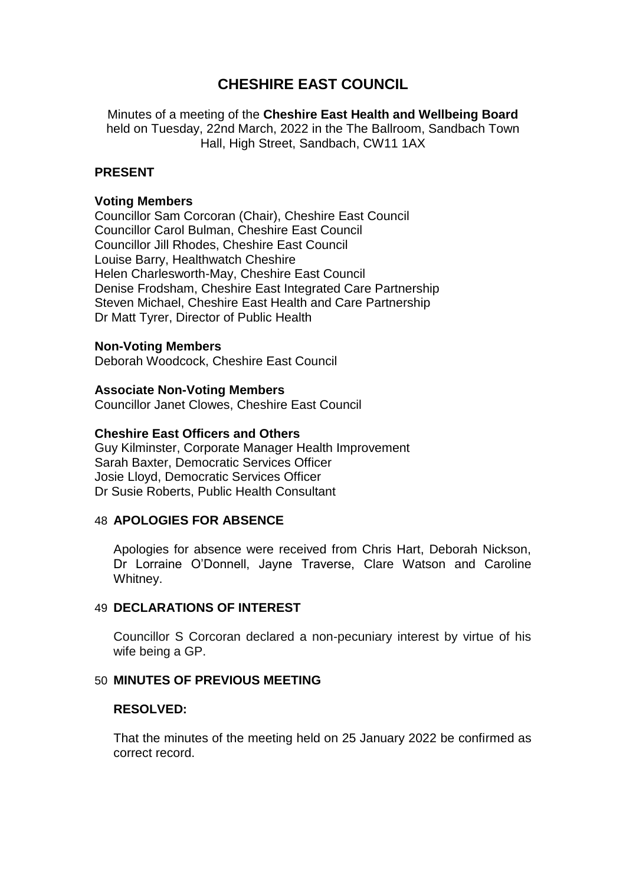# CHESHIRE EAST COUNCIL

Minutes of a meeting of the **Cheshire East Health and Wellbeing Board** held on Tuesday, 22nd March, 2022 in the The Ballroom, Sandbach Town Hall, High Street, Sandbach, CW11 1AX

## PRESENT

**Voting Members**
Councillor Sam Corcoran (Chair), Cheshire East Council
Councillor Carol Bulman, Cheshire East Council
Councillor Jill Rhodes, Cheshire East Council
Louise Barry, Healthwatch Cheshire
Helen Charlesworth-May, Cheshire East Council
Denise Frodsham, Cheshire East Integrated Care Partnership
Steven Michael, Cheshire East Health and Care Partnership
Dr Matt Tyrer, Director of Public Health

**Non-Voting Members**
Deborah Woodcock, Cheshire East Council

**Associate Non-Voting Members**
Councillor Janet Clowes, Cheshire East Council

**Cheshire East Officers and Others**
Guy Kilminster, Corporate Manager Health Improvement
Sarah Baxter, Democratic Services Officer
Josie Lloyd, Democratic Services Officer
Dr Susie Roberts, Public Health Consultant

## 48 APOLOGIES FOR ABSENCE

Apologies for absence were received from Chris Hart, Deborah Nickson, Dr Lorraine O'Donnell, Jayne Traverse, Clare Watson and Caroline Whitney.

## 49 DECLARATIONS OF INTEREST

Councillor S Corcoran declared a non-pecuniary interest by virtue of his wife being a GP.

## 50 MINUTES OF PREVIOUS MEETING

**RESOLVED:**

That the minutes of the meeting held on 25 January 2022 be confirmed as correct record.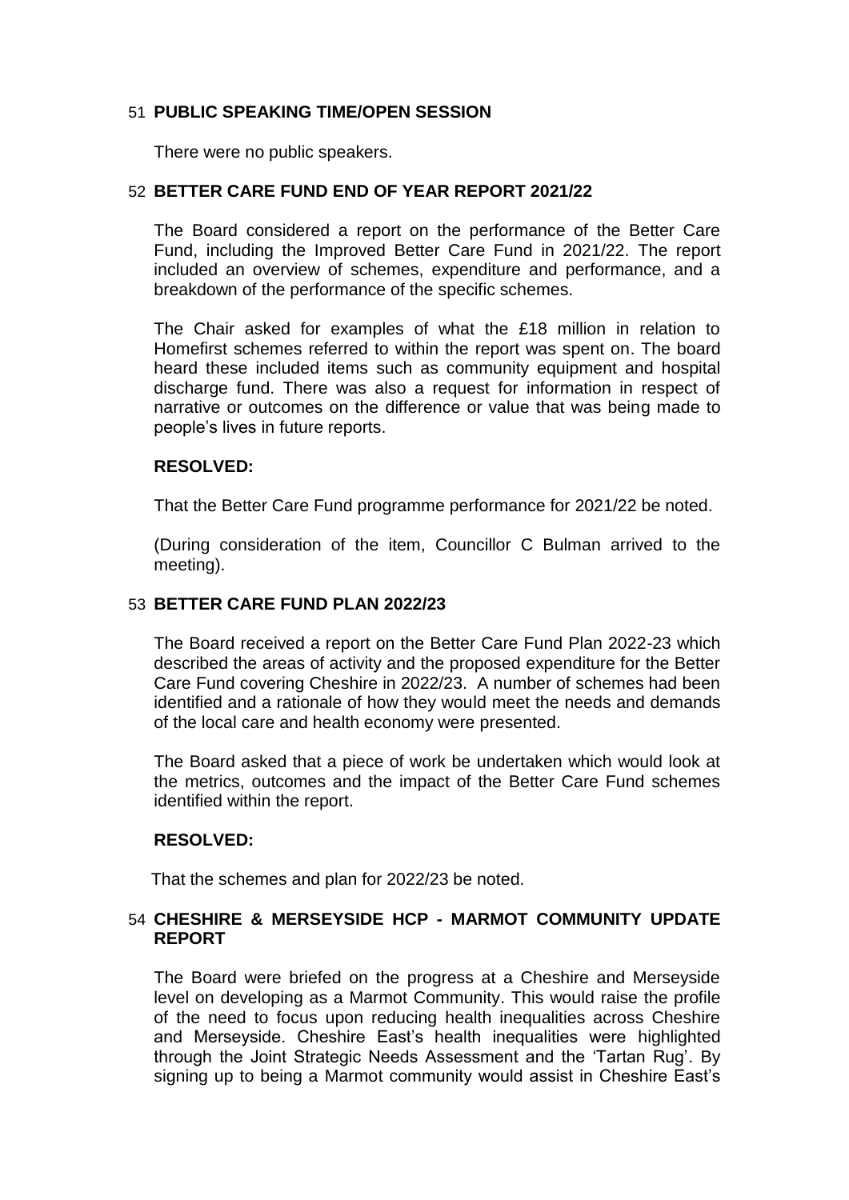## 51 PUBLIC SPEAKING TIME/OPEN SESSION

There were no public speakers.

## 52 BETTER CARE FUND END OF YEAR REPORT 2021/22

The Board considered a report on the performance of the Better Care Fund, including the Improved Better Care Fund in 2021/22. The report included an overview of schemes, expenditure and performance, and a breakdown of the performance of the specific schemes.

The Chair asked for examples of what the £18 million in relation to Homefirst schemes referred to within the report was spent on. The board heard these included items such as community equipment and hospital discharge fund. There was also a request for information in respect of narrative or outcomes on the difference or value that was being made to people's lives in future reports.

**RESOLVED:**

That the Better Care Fund programme performance for 2021/22 be noted.

(During consideration of the item, Councillor C Bulman arrived to the meeting).

## 53 BETTER CARE FUND PLAN 2022/23

The Board received a report on the Better Care Fund Plan 2022-23 which described the areas of activity and the proposed expenditure for the Better Care Fund covering Cheshire in 2022/23. A number of schemes had been identified and a rationale of how they would meet the needs and demands of the local care and health economy were presented.

The Board asked that a piece of work be undertaken which would look at the metrics, outcomes and the impact of the Better Care Fund schemes identified within the report.

**RESOLVED:**

That the schemes and plan for 2022/23 be noted.

## 54 CHESHIRE & MERSEYSIDE HCP - MARMOT COMMUNITY UPDATE REPORT

The Board were briefed on the progress at a Cheshire and Merseyside level on developing as a Marmot Community. This would raise the profile of the need to focus upon reducing health inequalities across Cheshire and Merseyside. Cheshire East's health inequalities were highlighted through the Joint Strategic Needs Assessment and the 'Tartan Rug'. By signing up to being a Marmot community would assist in Cheshire East's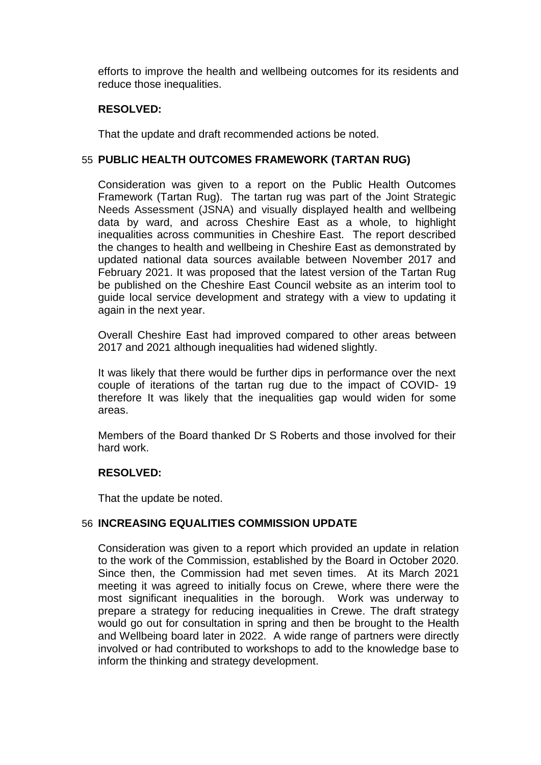efforts to improve the health and wellbeing outcomes for its residents and reduce those inequalities.

**RESOLVED:**

That the update and draft recommended actions be noted.

## 55 PUBLIC HEALTH OUTCOMES FRAMEWORK (TARTAN RUG)

Consideration was given to a report on the Public Health Outcomes Framework (Tartan Rug). The tartan rug was part of the Joint Strategic Needs Assessment (JSNA) and visually displayed health and wellbeing data by ward, and across Cheshire East as a whole, to highlight inequalities across communities in Cheshire East. The report described the changes to health and wellbeing in Cheshire East as demonstrated by updated national data sources available between November 2017 and February 2021. It was proposed that the latest version of the Tartan Rug be published on the Cheshire East Council website as an interim tool to guide local service development and strategy with a view to updating it again in the next year.

Overall Cheshire East had improved compared to other areas between 2017 and 2021 although inequalities had widened slightly.

It was likely that there would be further dips in performance over the next couple of iterations of the tartan rug due to the impact of COVID- 19 therefore It was likely that the inequalities gap would widen for some areas.

Members of the Board thanked Dr S Roberts and those involved for their hard work.

**RESOLVED:**

That the update be noted.

## 56 INCREASING EQUALITIES COMMISSION UPDATE

Consideration was given to a report which provided an update in relation to the work of the Commission, established by the Board in October 2020. Since then, the Commission had met seven times. At its March 2021 meeting it was agreed to initially focus on Crewe, where there were the most significant inequalities in the borough. Work was underway to prepare a strategy for reducing inequalities in Crewe. The draft strategy would go out for consultation in spring and then be brought to the Health and Wellbeing board later in 2022. A wide range of partners were directly involved or had contributed to workshops to add to the knowledge base to inform the thinking and strategy development.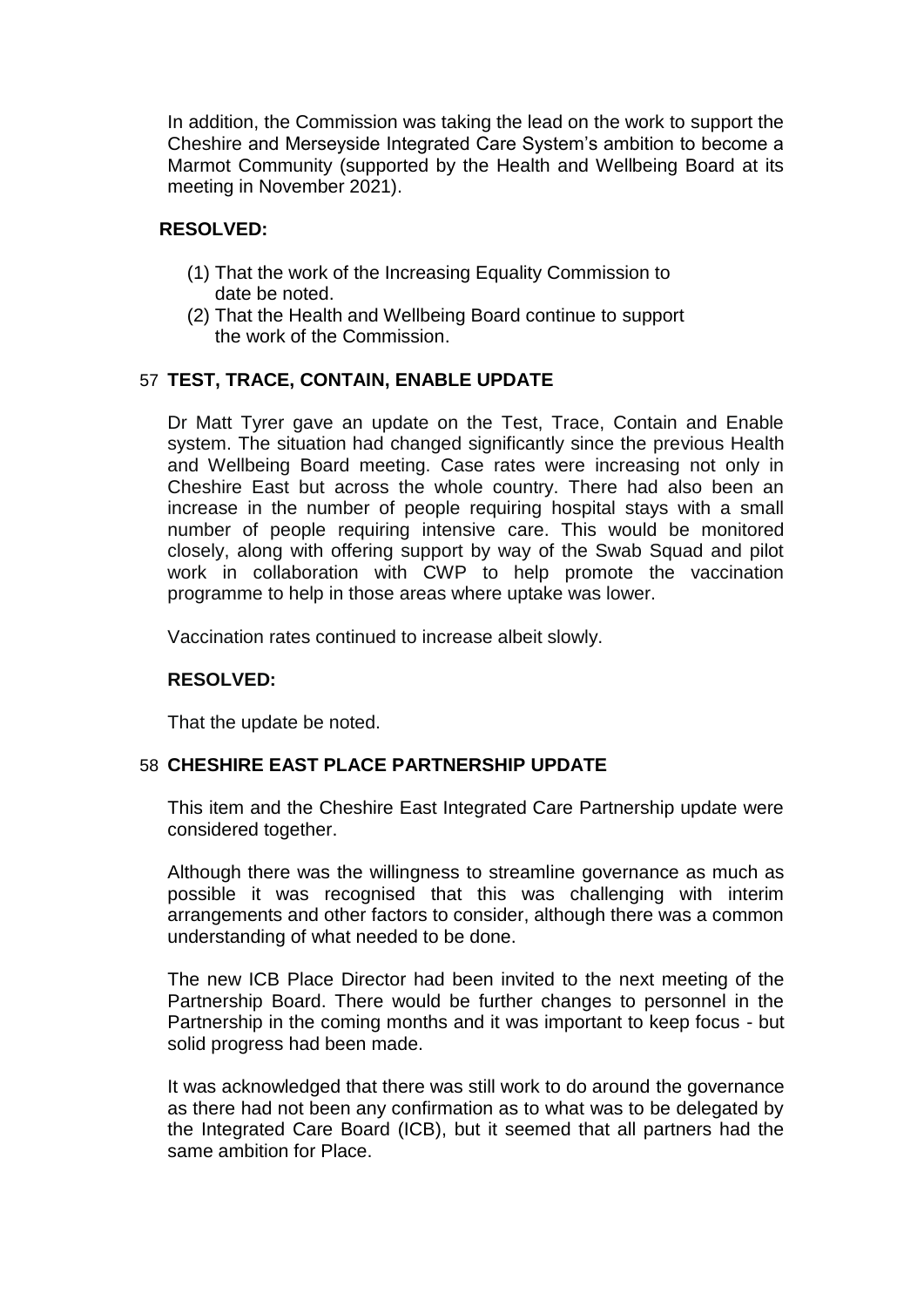In addition, the Commission was taking the lead on the work to support the Cheshire and Merseyside Integrated Care System's ambition to become a Marmot Community (supported by the Health and Wellbeing Board at its meeting in November 2021).

**RESOLVED:**

(1) That the work of the Increasing Equality Commission to date be noted.
(2) That the Health and Wellbeing Board continue to support the work of the Commission.

## 57 TEST, TRACE, CONTAIN, ENABLE UPDATE

Dr Matt Tyrer gave an update on the Test, Trace, Contain and Enable system. The situation had changed significantly since the previous Health and Wellbeing Board meeting. Case rates were increasing not only in Cheshire East but across the whole country. There had also been an increase in the number of people requiring hospital stays with a small number of people requiring intensive care. This would be monitored closely, along with offering support by way of the Swab Squad and pilot work in collaboration with CWP to help promote the vaccination programme to help in those areas where uptake was lower.

Vaccination rates continued to increase albeit slowly.

**RESOLVED:**

That the update be noted.

## 58 CHESHIRE EAST PLACE PARTNERSHIP UPDATE

This item and the Cheshire East Integrated Care Partnership update were considered together.

Although there was the willingness to streamline governance as much as possible it was recognised that this was challenging with interim arrangements and other factors to consider, although there was a common understanding of what needed to be done.

The new ICB Place Director had been invited to the next meeting of the Partnership Board. There would be further changes to personnel in the Partnership in the coming months and it was important to keep focus - but solid progress had been made.

It was acknowledged that there was still work to do around the governance as there had not been any confirmation as to what was to be delegated by the Integrated Care Board (ICB), but it seemed that all partners had the same ambition for Place.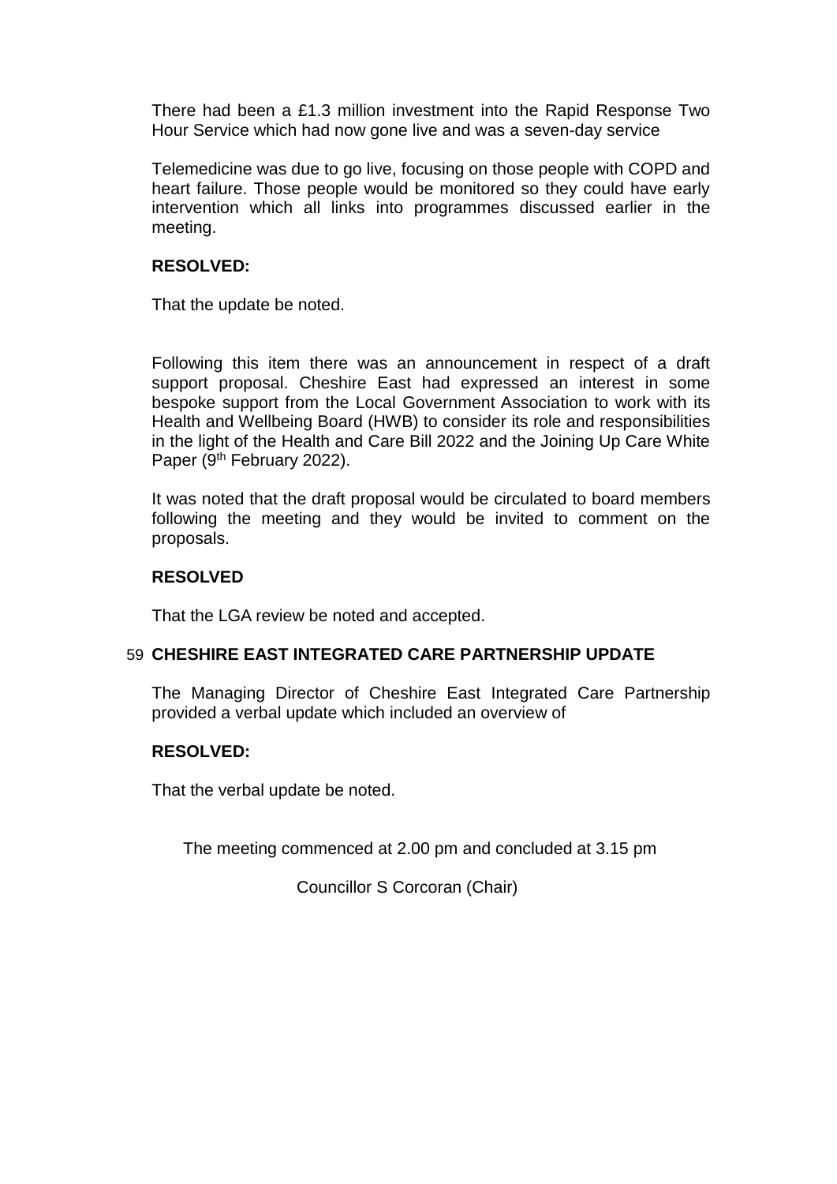There had been a £1.3 million investment into the Rapid Response Two Hour Service which had now gone live and was a seven-day service

Telemedicine was due to go live, focusing on those people with COPD and heart failure. Those people would be monitored so they could have early intervention which all links into programmes discussed earlier in the meeting.

**RESOLVED:**

That the update be noted.

Following this item there was an announcement in respect of a draft support proposal. Cheshire East had expressed an interest in some bespoke support from the Local Government Association to work with its Health and Wellbeing Board (HWB) to consider its role and responsibilities in the light of the Health and Care Bill 2022 and the Joining Up Care White Paper (9th February 2022).

It was noted that the draft proposal would be circulated to board members following the meeting and they would be invited to comment on the proposals.

**RESOLVED**

That the LGA review be noted and accepted.

## 59 CHESHIRE EAST INTEGRATED CARE PARTNERSHIP UPDATE

The Managing Director of Cheshire East Integrated Care Partnership provided a verbal update which included an overview of

**RESOLVED:**

That the verbal update be noted.

The meeting commenced at 2.00 pm and concluded at 3.15 pm

Councillor S Corcoran (Chair)